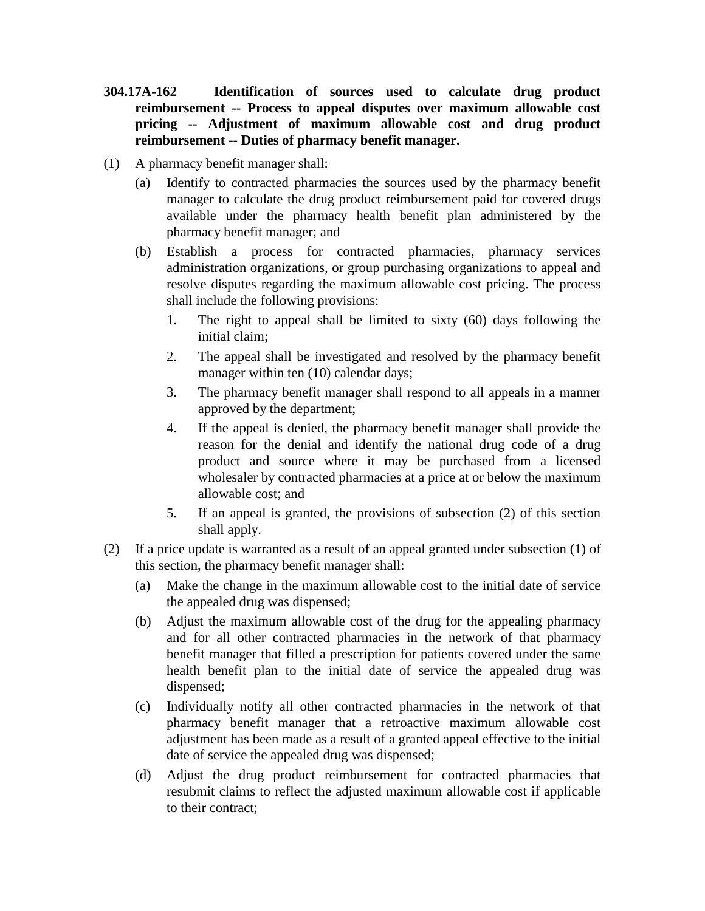**304.17A-162 Identification of sources used to calculate drug product reimbursement -- Process to appeal disputes over maximum allowable cost pricing -- Adjustment of maximum allowable cost and drug product reimbursement -- Duties of pharmacy benefit manager.**

(1) A pharmacy benefit manager shall:

- (a) Identify to contracted pharmacies the sources used by the pharmacy benefit manager to calculate the drug product reimbursement paid for covered drugs available under the pharmacy health benefit plan administered by the pharmacy benefit manager; and
- (b) Establish a process for contracted pharmacies, pharmacy services administration organizations, or group purchasing organizations to appeal and resolve disputes regarding the maximum allowable cost pricing. The process shall include the following provisions:
  1. The right to appeal shall be limited to sixty (60) days following the initial claim;
  2. The appeal shall be investigated and resolved by the pharmacy benefit manager within ten (10) calendar days;
  3. The pharmacy benefit manager shall respond to all appeals in a manner approved by the department;
  4. If the appeal is denied, the pharmacy benefit manager shall provide the reason for the denial and identify the national drug code of a drug product and source where it may be purchased from a licensed wholesaler by contracted pharmacies at a price at or below the maximum allowable cost; and
  5. If an appeal is granted, the provisions of subsection (2) of this section shall apply.

(2) If a price update is warranted as a result of an appeal granted under subsection (1) of this section, the pharmacy benefit manager shall:

- (a) Make the change in the maximum allowable cost to the initial date of service the appealed drug was dispensed;
- (b) Adjust the maximum allowable cost of the drug for the appealing pharmacy and for all other contracted pharmacies in the network of that pharmacy benefit manager that filled a prescription for patients covered under the same health benefit plan to the initial date of service the appealed drug was dispensed;
- (c) Individually notify all other contracted pharmacies in the network of that pharmacy benefit manager that a retroactive maximum allowable cost adjustment has been made as a result of a granted appeal effective to the initial date of service the appealed drug was dispensed;
- (d) Adjust the drug product reimbursement for contracted pharmacies that resubmit claims to reflect the adjusted maximum allowable cost if applicable to their contract;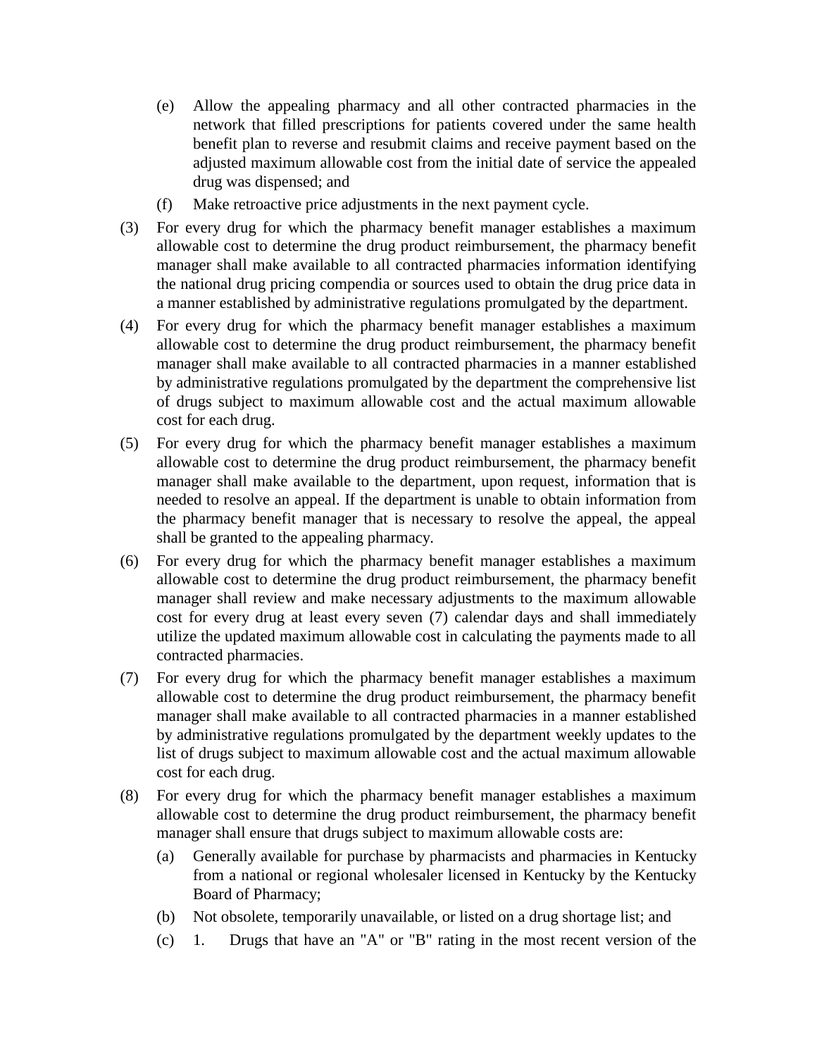(e) Allow the appealing pharmacy and all other contracted pharmacies in the network that filled prescriptions for patients covered under the same health benefit plan to reverse and resubmit claims and receive payment based on the adjusted maximum allowable cost from the initial date of service the appealed drug was dispensed; and

(f) Make retroactive price adjustments in the next payment cycle.

(3) For every drug for which the pharmacy benefit manager establishes a maximum allowable cost to determine the drug product reimbursement, the pharmacy benefit manager shall make available to all contracted pharmacies information identifying the national drug pricing compendia or sources used to obtain the drug price data in a manner established by administrative regulations promulgated by the department.

(4) For every drug for which the pharmacy benefit manager establishes a maximum allowable cost to determine the drug product reimbursement, the pharmacy benefit manager shall make available to all contracted pharmacies in a manner established by administrative regulations promulgated by the department the comprehensive list of drugs subject to maximum allowable cost and the actual maximum allowable cost for each drug.

(5) For every drug for which the pharmacy benefit manager establishes a maximum allowable cost to determine the drug product reimbursement, the pharmacy benefit manager shall make available to the department, upon request, information that is needed to resolve an appeal. If the department is unable to obtain information from the pharmacy benefit manager that is necessary to resolve the appeal, the appeal shall be granted to the appealing pharmacy.

(6) For every drug for which the pharmacy benefit manager establishes a maximum allowable cost to determine the drug product reimbursement, the pharmacy benefit manager shall review and make necessary adjustments to the maximum allowable cost for every drug at least every seven (7) calendar days and shall immediately utilize the updated maximum allowable cost in calculating the payments made to all contracted pharmacies.

(7) For every drug for which the pharmacy benefit manager establishes a maximum allowable cost to determine the drug product reimbursement, the pharmacy benefit manager shall make available to all contracted pharmacies in a manner established by administrative regulations promulgated by the department weekly updates to the list of drugs subject to maximum allowable cost and the actual maximum allowable cost for each drug.

(8) For every drug for which the pharmacy benefit manager establishes a maximum allowable cost to determine the drug product reimbursement, the pharmacy benefit manager shall ensure that drugs subject to maximum allowable costs are:

(a) Generally available for purchase by pharmacists and pharmacies in Kentucky from a national or regional wholesaler licensed in Kentucky by the Kentucky Board of Pharmacy;

(b) Not obsolete, temporarily unavailable, or listed on a drug shortage list; and

(c) 1. Drugs that have an "A" or "B" rating in the most recent version of the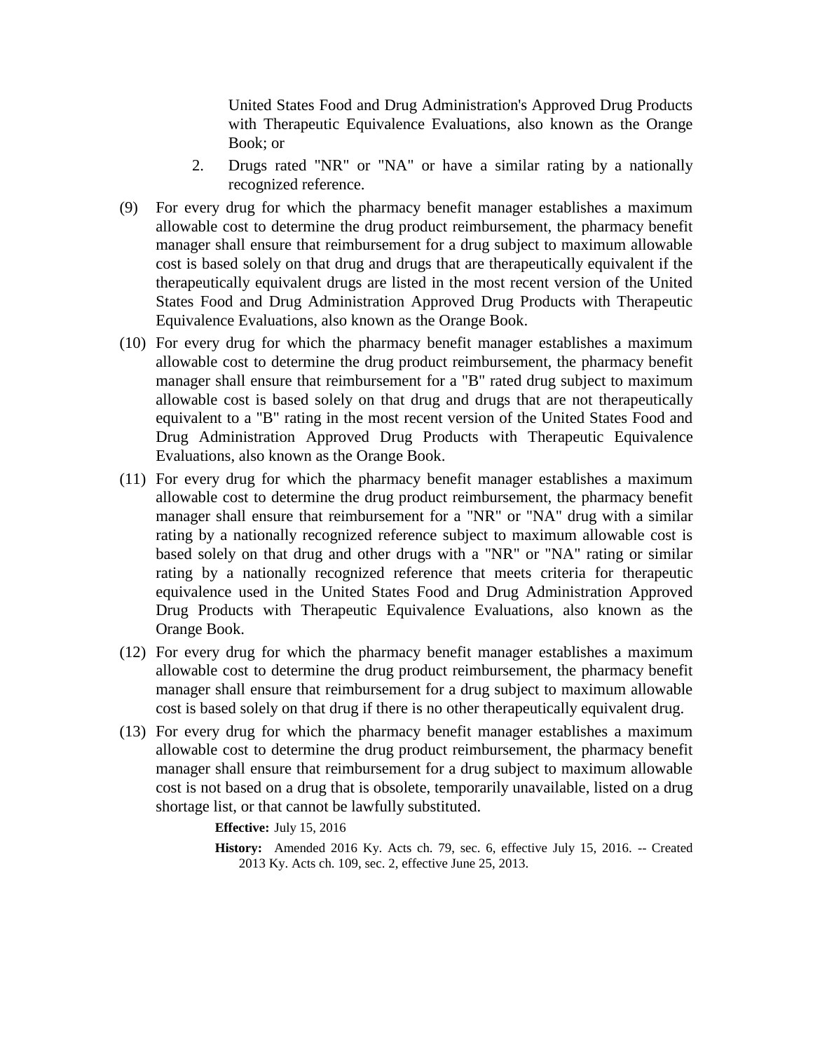United States Food and Drug Administration's Approved Drug Products with Therapeutic Equivalence Evaluations, also known as the Orange Book; or

2. Drugs rated "NR" or "NA" or have a similar rating by a nationally recognized reference.

(9) For every drug for which the pharmacy benefit manager establishes a maximum allowable cost to determine the drug product reimbursement, the pharmacy benefit manager shall ensure that reimbursement for a drug subject to maximum allowable cost is based solely on that drug and drugs that are therapeutically equivalent if the therapeutically equivalent drugs are listed in the most recent version of the United States Food and Drug Administration Approved Drug Products with Therapeutic Equivalence Evaluations, also known as the Orange Book.

(10) For every drug for which the pharmacy benefit manager establishes a maximum allowable cost to determine the drug product reimbursement, the pharmacy benefit manager shall ensure that reimbursement for a "B" rated drug subject to maximum allowable cost is based solely on that drug and drugs that are not therapeutically equivalent to a "B" rating in the most recent version of the United States Food and Drug Administration Approved Drug Products with Therapeutic Equivalence Evaluations, also known as the Orange Book.

(11) For every drug for which the pharmacy benefit manager establishes a maximum allowable cost to determine the drug product reimbursement, the pharmacy benefit manager shall ensure that reimbursement for a "NR" or "NA" drug with a similar rating by a nationally recognized reference subject to maximum allowable cost is based solely on that drug and other drugs with a "NR" or "NA" rating or similar rating by a nationally recognized reference that meets criteria for therapeutic equivalence used in the United States Food and Drug Administration Approved Drug Products with Therapeutic Equivalence Evaluations, also known as the Orange Book.

(12) For every drug for which the pharmacy benefit manager establishes a maximum allowable cost to determine the drug product reimbursement, the pharmacy benefit manager shall ensure that reimbursement for a drug subject to maximum allowable cost is based solely on that drug if there is no other therapeutically equivalent drug.

(13) For every drug for which the pharmacy benefit manager establishes a maximum allowable cost to determine the drug product reimbursement, the pharmacy benefit manager shall ensure that reimbursement for a drug subject to maximum allowable cost is not based on a drug that is obsolete, temporarily unavailable, listed on a drug shortage list, or that cannot be lawfully substituted.

**Effective:** July 15, 2016

**History:** Amended 2016 Ky. Acts ch. 79, sec. 6, effective July 15, 2016. -- Created 2013 Ky. Acts ch. 109, sec. 2, effective June 25, 2013.